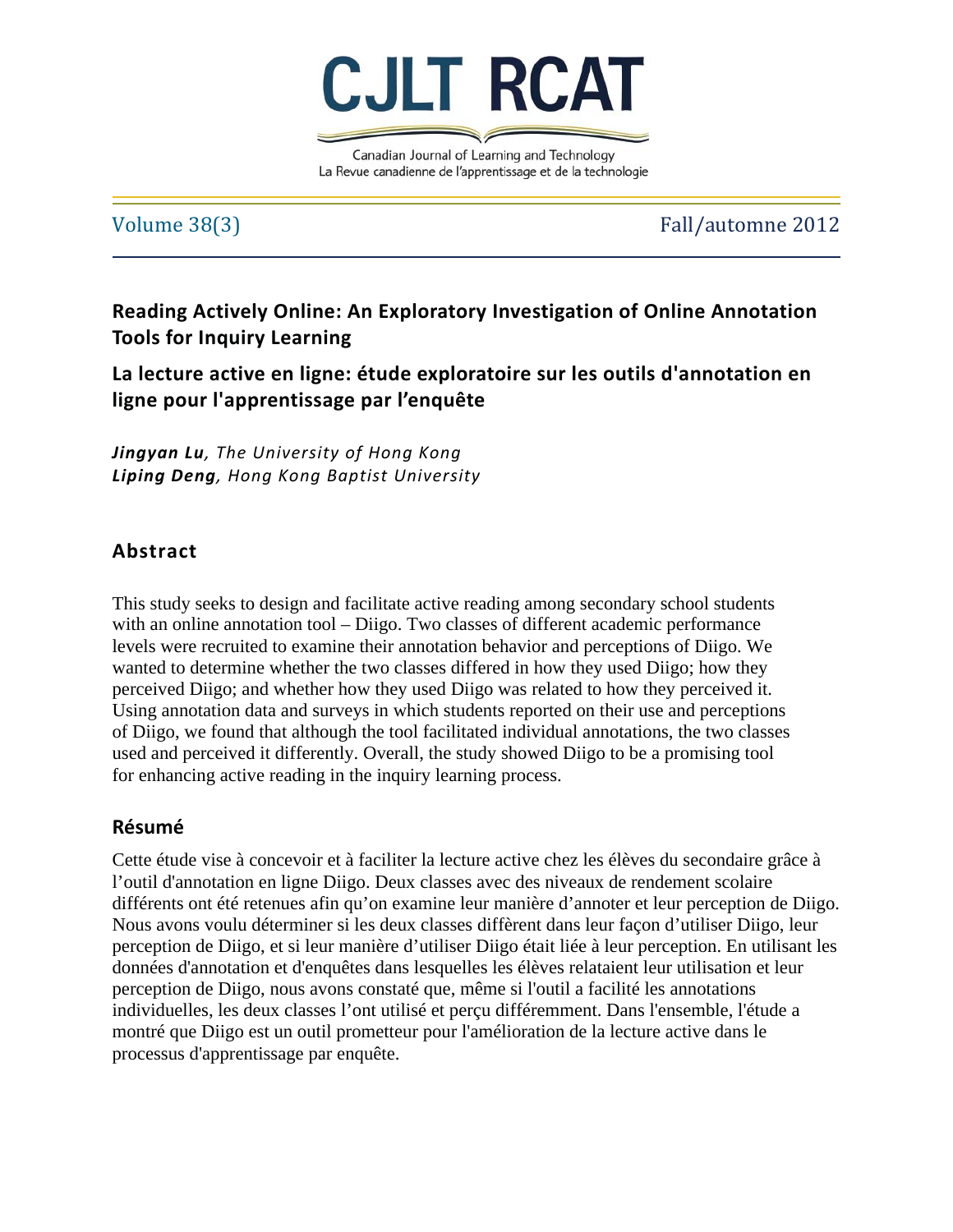# Reading Actively Online: An Exploratory Investigation of Online Annotation Tools for Inquiry Learning

# La lecture active en ligne: étude exploratoire sur les outils d'annotation en ligne pour l'apprentissage par l'enquête

***Jingyan Lu**, The University of Hong Kong*
***Liping Deng**, Hong Kong Baptist University*

## Abstract

This study seeks to design and facilitate active reading among secondary school students with an online annotation tool – Diigo. Two classes of different academic performance levels were recruited to examine their annotation behavior and perceptions of Diigo. We wanted to determine whether the two classes differed in how they used Diigo; how they perceived Diigo; and whether how they used Diigo was related to how they perceived it. Using annotation data and surveys in which students reported on their use and perceptions of Diigo, we found that although the tool facilitated individual annotations, the two classes used and perceived it differently. Overall, the study showed Diigo to be a promising tool for enhancing active reading in the inquiry learning process.

## Résumé

Cette étude vise à concevoir et à faciliter la lecture active chez les élèves du secondaire grâce à l'outil d'annotation en ligne Diigo. Deux classes avec des niveaux de rendement scolaire différents ont été retenues afin qu'on examine leur manière d'annoter et leur perception de Diigo. Nous avons voulu déterminer si les deux classes diffèrent dans leur façon d'utiliser Diigo, leur perception de Diigo, et si leur manière d'utiliser Diigo était liée à leur perception. En utilisant les données d'annotation et d'enquêtes dans lesquelles les élèves relataient leur utilisation et leur perception de Diigo, nous avons constaté que, même si l'outil a facilité les annotations individuelles, les deux classes l'ont utilisé et perçu différemment. Dans l'ensemble, l'étude a montré que Diigo est un outil prometteur pour l'amélioration de la lecture active dans le processus d'apprentissage par enquête.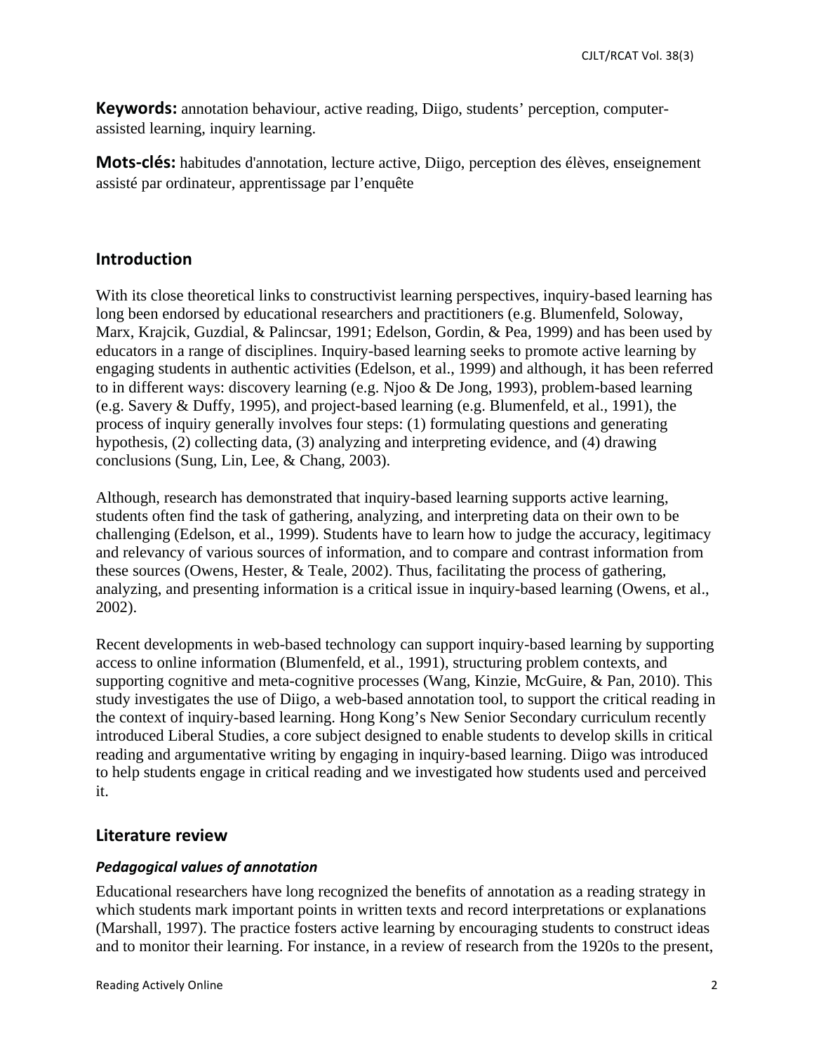**Keywords:** annotation behaviour, active reading, Diigo, students' perception, computer-assisted learning, inquiry learning.

**Mots-clés:** habitudes d'annotation, lecture active, Diigo, perception des élèves, enseignement assisté par ordinateur, apprentissage par l'enquête

## Introduction

With its close theoretical links to constructivist learning perspectives, inquiry-based learning has long been endorsed by educational researchers and practitioners (e.g. Blumenfeld, Soloway, Marx, Krajcik, Guzdial, & Palincsar, 1991; Edelson, Gordin, & Pea, 1999) and has been used by educators in a range of disciplines. Inquiry-based learning seeks to promote active learning by engaging students in authentic activities (Edelson, et al., 1999) and although, it has been referred to in different ways: discovery learning (e.g. Njoo & De Jong, 1993), problem-based learning (e.g. Savery & Duffy, 1995), and project-based learning (e.g. Blumenfeld, et al., 1991), the process of inquiry generally involves four steps: (1) formulating questions and generating hypothesis, (2) collecting data, (3) analyzing and interpreting evidence, and (4) drawing conclusions (Sung, Lin, Lee, & Chang, 2003).

Although, research has demonstrated that inquiry-based learning supports active learning, students often find the task of gathering, analyzing, and interpreting data on their own to be challenging (Edelson, et al., 1999). Students have to learn how to judge the accuracy, legitimacy and relevancy of various sources of information, and to compare and contrast information from these sources (Owens, Hester, & Teale, 2002). Thus, facilitating the process of gathering, analyzing, and presenting information is a critical issue in inquiry-based learning (Owens, et al., 2002).

Recent developments in web-based technology can support inquiry-based learning by supporting access to online information (Blumenfeld, et al., 1991), structuring problem contexts, and supporting cognitive and meta-cognitive processes (Wang, Kinzie, McGuire, & Pan, 2010). This study investigates the use of Diigo, a web-based annotation tool, to support the critical reading in the context of inquiry-based learning. Hong Kong's New Senior Secondary curriculum recently introduced Liberal Studies, a core subject designed to enable students to develop skills in critical reading and argumentative writing by engaging in inquiry-based learning. Diigo was introduced to help students engage in critical reading and we investigated how students used and perceived it.

## Literature review

### *Pedagogical values of annotation*

Educational researchers have long recognized the benefits of annotation as a reading strategy in which students mark important points in written texts and record interpretations or explanations (Marshall, 1997). The practice fosters active learning by encouraging students to construct ideas and to monitor their learning. For instance, in a review of research from the 1920s to the present,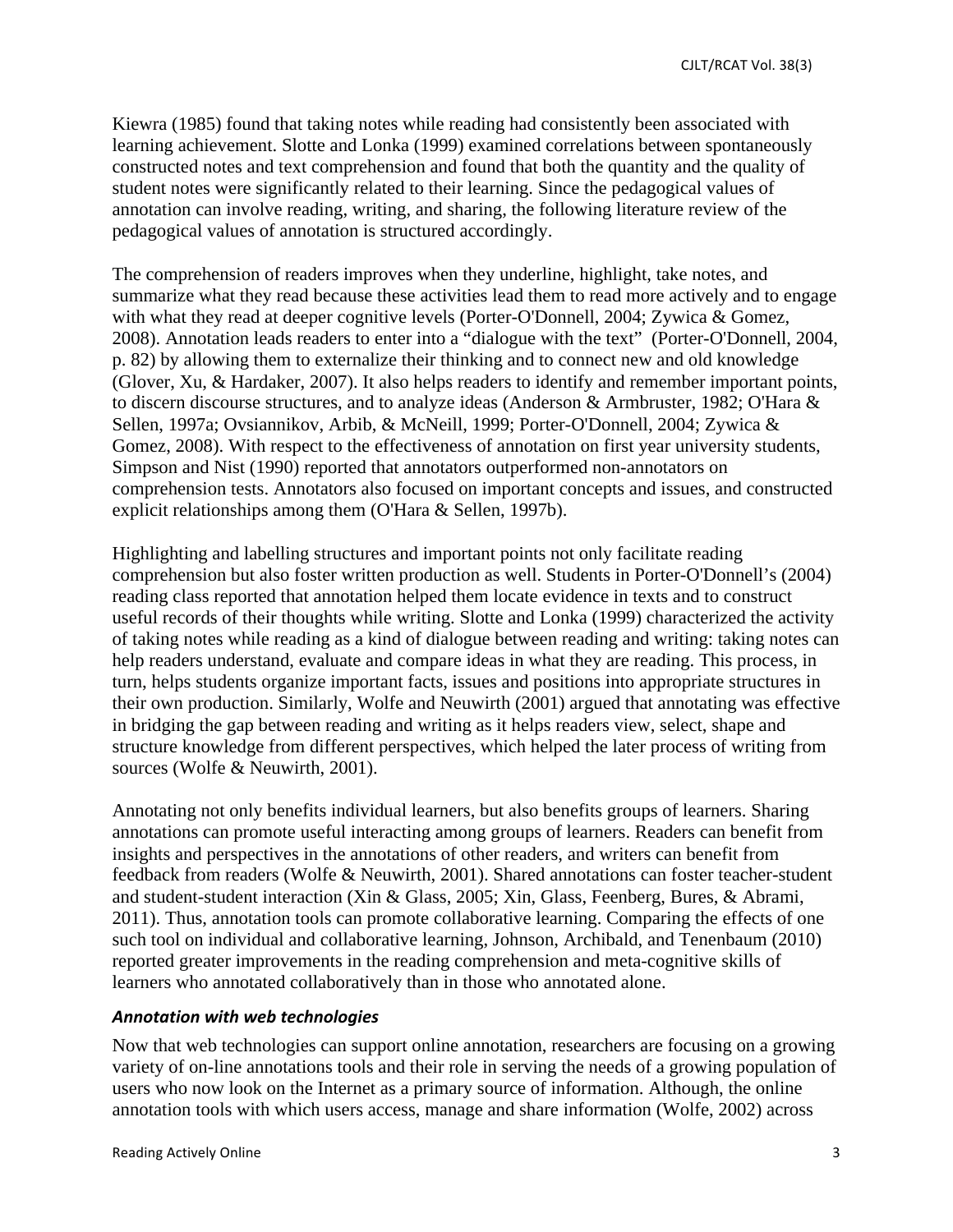Kiewra (1985) found that taking notes while reading had consistently been associated with learning achievement. Slotte and Lonka (1999) examined correlations between spontaneously constructed notes and text comprehension and found that both the quantity and the quality of student notes were significantly related to their learning. Since the pedagogical values of annotation can involve reading, writing, and sharing, the following literature review of the pedagogical values of annotation is structured accordingly.

The comprehension of readers improves when they underline, highlight, take notes, and summarize what they read because these activities lead them to read more actively and to engage with what they read at deeper cognitive levels (Porter-O'Donnell, 2004; Zywica & Gomez, 2008). Annotation leads readers to enter into a "dialogue with the text" (Porter-O'Donnell, 2004, p. 82) by allowing them to externalize their thinking and to connect new and old knowledge (Glover, Xu, & Hardaker, 2007). It also helps readers to identify and remember important points, to discern discourse structures, and to analyze ideas (Anderson & Armbruster, 1982; O'Hara & Sellen, 1997a; Ovsiannikov, Arbib, & McNeill, 1999; Porter-O'Donnell, 2004; Zywica & Gomez, 2008). With respect to the effectiveness of annotation on first year university students, Simpson and Nist (1990) reported that annotators outperformed non-annotators on comprehension tests. Annotators also focused on important concepts and issues, and constructed explicit relationships among them (O'Hara & Sellen, 1997b).

Highlighting and labelling structures and important points not only facilitate reading comprehension but also foster written production as well. Students in Porter-O'Donnell's (2004) reading class reported that annotation helped them locate evidence in texts and to construct useful records of their thoughts while writing. Slotte and Lonka (1999) characterized the activity of taking notes while reading as a kind of dialogue between reading and writing: taking notes can help readers understand, evaluate and compare ideas in what they are reading. This process, in turn, helps students organize important facts, issues and positions into appropriate structures in their own production. Similarly, Wolfe and Neuwirth (2001) argued that annotating was effective in bridging the gap between reading and writing as it helps readers view, select, shape and structure knowledge from different perspectives, which helped the later process of writing from sources (Wolfe & Neuwirth, 2001).

Annotating not only benefits individual learners, but also benefits groups of learners. Sharing annotations can promote useful interacting among groups of learners. Readers can benefit from insights and perspectives in the annotations of other readers, and writers can benefit from feedback from readers (Wolfe & Neuwirth, 2001). Shared annotations can foster teacher-student and student-student interaction (Xin & Glass, 2005; Xin, Glass, Feenberg, Bures, & Abrami, 2011). Thus, annotation tools can promote collaborative learning. Comparing the effects of one such tool on individual and collaborative learning, Johnson, Archibald, and Tenenbaum (2010) reported greater improvements in the reading comprehension and meta-cognitive skills of learners who annotated collaboratively than in those who annotated alone.

### *Annotation with web technologies*

Now that web technologies can support online annotation, researchers are focusing on a growing variety of on-line annotations tools and their role in serving the needs of a growing population of users who now look on the Internet as a primary source of information. Although, the online annotation tools with which users access, manage and share information (Wolfe, 2002) across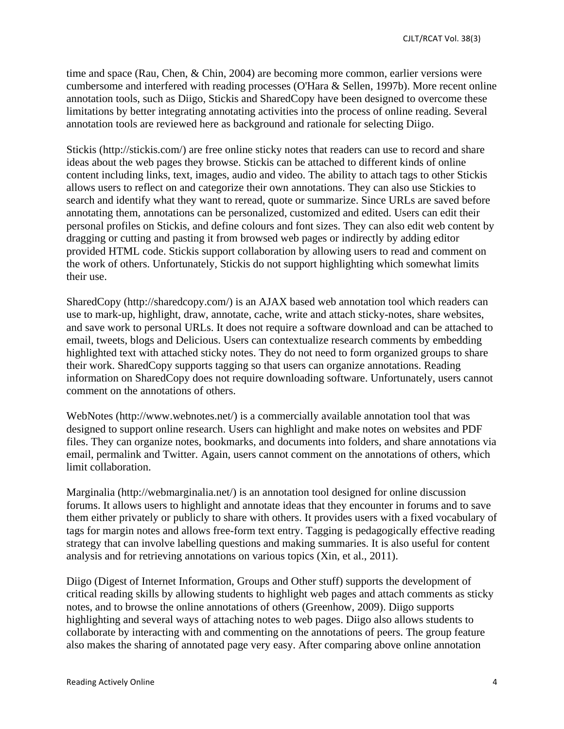time and space (Rau, Chen, & Chin, 2004) are becoming more common, earlier versions were cumbersome and interfered with reading processes (O'Hara & Sellen, 1997b). More recent online annotation tools, such as Diigo, Stickis and SharedCopy have been designed to overcome these limitations by better integrating annotating activities into the process of online reading. Several annotation tools are reviewed here as background and rationale for selecting Diigo.

Stickis (http://stickis.com/) are free online sticky notes that readers can use to record and share ideas about the web pages they browse. Stickis can be attached to different kinds of online content including links, text, images, audio and video. The ability to attach tags to other Stickis allows users to reflect on and categorize their own annotations. They can also use Stickies to search and identify what they want to reread, quote or summarize. Since URLs are saved before annotating them, annotations can be personalized, customized and edited. Users can edit their personal profiles on Stickis, and define colours and font sizes. They can also edit web content by dragging or cutting and pasting it from browsed web pages or indirectly by adding editor provided HTML code. Stickis support collaboration by allowing users to read and comment on the work of others. Unfortunately, Stickis do not support highlighting which somewhat limits their use.

SharedCopy (http://sharedcopy.com/) is an AJAX based web annotation tool which readers can use to mark-up, highlight, draw, annotate, cache, write and attach sticky-notes, share websites, and save work to personal URLs. It does not require a software download and can be attached to email, tweets, blogs and Delicious. Users can contextualize research comments by embedding highlighted text with attached sticky notes. They do not need to form organized groups to share their work. SharedCopy supports tagging so that users can organize annotations. Reading information on SharedCopy does not require downloading software. Unfortunately, users cannot comment on the annotations of others.

WebNotes (http://www.webnotes.net/) is a commercially available annotation tool that was designed to support online research. Users can highlight and make notes on websites and PDF files. They can organize notes, bookmarks, and documents into folders, and share annotations via email, permalink and Twitter. Again, users cannot comment on the annotations of others, which limit collaboration.

Marginalia (http://webmarginalia.net/) is an annotation tool designed for online discussion forums. It allows users to highlight and annotate ideas that they encounter in forums and to save them either privately or publicly to share with others. It provides users with a fixed vocabulary of tags for margin notes and allows free-form text entry. Tagging is pedagogically effective reading strategy that can involve labelling questions and making summaries. It is also useful for content analysis and for retrieving annotations on various topics (Xin, et al., 2011).

Diigo (Digest of Internet Information, Groups and Other stuff) supports the development of critical reading skills by allowing students to highlight web pages and attach comments as sticky notes, and to browse the online annotations of others (Greenhow, 2009). Diigo supports highlighting and several ways of attaching notes to web pages. Diigo also allows students to collaborate by interacting with and commenting on the annotations of peers. The group feature also makes the sharing of annotated page very easy. After comparing above online annotation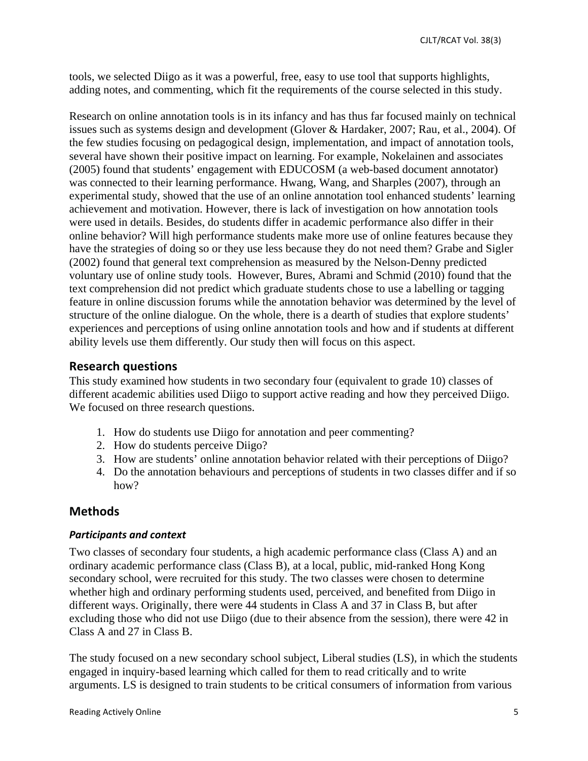tools, we selected Diigo as it was a powerful, free, easy to use tool that supports highlights, adding notes, and commenting, which fit the requirements of the course selected in this study.

Research on online annotation tools is in its infancy and has thus far focused mainly on technical issues such as systems design and development (Glover & Hardaker, 2007; Rau, et al., 2004). Of the few studies focusing on pedagogical design, implementation, and impact of annotation tools, several have shown their positive impact on learning. For example, Nokelainen and associates (2005) found that students' engagement with EDUCOSM (a web-based document annotator) was connected to their learning performance. Hwang, Wang, and Sharples (2007), through an experimental study, showed that the use of an online annotation tool enhanced students' learning achievement and motivation. However, there is lack of investigation on how annotation tools were used in details. Besides, do students differ in academic performance also differ in their online behavior? Will high performance students make more use of online features because they have the strategies of doing so or they use less because they do not need them? Grabe and Sigler (2002) found that general text comprehension as measured by the Nelson-Denny predicted voluntary use of online study tools. However, Bures, Abrami and Schmid (2010) found that the text comprehension did not predict which graduate students chose to use a labelling or tagging feature in online discussion forums while the annotation behavior was determined by the level of structure of the online dialogue. On the whole, there is a dearth of studies that explore students' experiences and perceptions of using online annotation tools and how and if students at different ability levels use them differently. Our study then will focus on this aspect.

## Research questions

This study examined how students in two secondary four (equivalent to grade 10) classes of different academic abilities used Diigo to support active reading and how they perceived Diigo. We focused on three research questions.

1. How do students use Diigo for annotation and peer commenting?
2. How do students perceive Diigo?
3. How are students' online annotation behavior related with their perceptions of Diigo?
4. Do the annotation behaviours and perceptions of students in two classes differ and if so how?

## Methods

### *Participants and context*

Two classes of secondary four students, a high academic performance class (Class A) and an ordinary academic performance class (Class B), at a local, public, mid-ranked Hong Kong secondary school, were recruited for this study. The two classes were chosen to determine whether high and ordinary performing students used, perceived, and benefited from Diigo in different ways. Originally, there were 44 students in Class A and 37 in Class B, but after excluding those who did not use Diigo (due to their absence from the session), there were 42 in Class A and 27 in Class B.

The study focused on a new secondary school subject, Liberal studies (LS), in which the students engaged in inquiry-based learning which called for them to read critically and to write arguments. LS is designed to train students to be critical consumers of information from various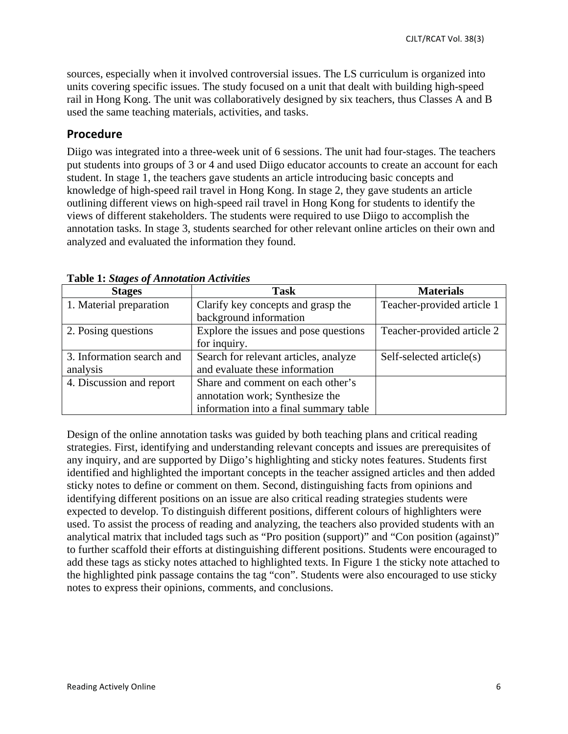sources, especially when it involved controversial issues. The LS curriculum is organized into units covering specific issues. The study focused on a unit that dealt with building high-speed rail in Hong Kong. The unit was collaboratively designed by six teachers, thus Classes A and B used the same teaching materials, activities, and tasks.

## Procedure

Diigo was integrated into a three-week unit of 6 sessions. The unit had four-stages. The teachers put students into groups of 3 or 4 and used Diigo educator accounts to create an account for each student. In stage 1, the teachers gave students an article introducing basic concepts and knowledge of high-speed rail travel in Hong Kong. In stage 2, they gave students an article outlining different views on high-speed rail travel in Hong Kong for students to identify the views of different stakeholders. The students were required to use Diigo to accomplish the annotation tasks. In stage 3, students searched for other relevant online articles on their own and analyzed and evaluated the information they found.

**Table 1:** ***Stages of Annotation Activities***

| Stages | Task | Materials |
|---|---|---|
| 1. Material preparation | Clarify key concepts and grasp the background information | Teacher-provided article 1 |
| 2. Posing questions | Explore the issues and pose questions for inquiry. | Teacher-provided article 2 |
| 3. Information search and analysis | Search for relevant articles, analyze and evaluate these information | Self-selected article(s) |
| 4. Discussion and report | Share and comment on each other's annotation work; Synthesize the information into a final summary table | |

Design of the online annotation tasks was guided by both teaching plans and critical reading strategies. First, identifying and understanding relevant concepts and issues are prerequisites of any inquiry, and are supported by Diigo's highlighting and sticky notes features. Students first identified and highlighted the important concepts in the teacher assigned articles and then added sticky notes to define or comment on them. Second, distinguishing facts from opinions and identifying different positions on an issue are also critical reading strategies students were expected to develop. To distinguish different positions, different colours of highlighters were used. To assist the process of reading and analyzing, the teachers also provided students with an analytical matrix that included tags such as "Pro position (support)" and "Con position (against)" to further scaffold their efforts at distinguishing different positions. Students were encouraged to add these tags as sticky notes attached to highlighted texts. In Figure 1 the sticky note attached to the highlighted pink passage contains the tag "con". Students were also encouraged to use sticky notes to express their opinions, comments, and conclusions.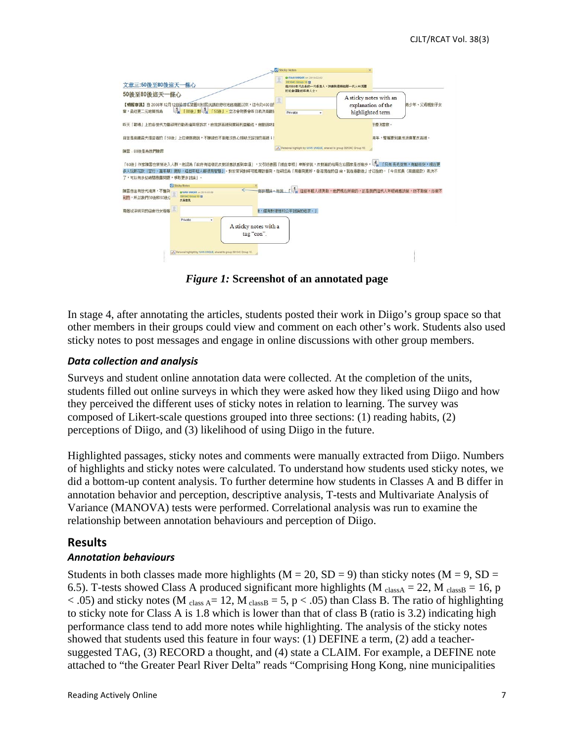*Figure 1:* **Screenshot of an annotated page**

In stage 4, after annotating the articles, students posted their work in Diigo's group space so that other members in their groups could view and comment on each other's work. Students also used sticky notes to post messages and engage in online discussions with other group members.

### *Data collection and analysis*

Surveys and student online annotation data were collected. At the completion of the units, students filled out online surveys in which they were asked how they liked using Diigo and how they perceived the different uses of sticky notes in relation to learning. The survey was composed of Likert-scale questions grouped into three sections: (1) reading habits, (2) perceptions of Diigo, and (3) likelihood of using Diigo in the future.

Highlighted passages, sticky notes and comments were manually extracted from Diigo. Numbers of highlights and sticky notes were calculated. To understand how students used sticky notes, we did a bottom-up content analysis. To further determine how students in Classes A and B differ in annotation behavior and perception, descriptive analysis, T-tests and Multivariate Analysis of Variance (MANOVA) tests were performed. Correlational analysis was run to examine the relationship between annotation behaviours and perception of Diigo.

## Results

### *Annotation behaviours*

Students in both classes made more highlights ($M = 20$, $SD = 9$) than sticky notes ($M = 9$, $SD = 6.5$). T-tests showed Class A produced significant more highlights ($M_{classA} = 22$, $M_{classB} = 16$, $p < .05$) and sticky notes ($M_{class\ A} = 12$, $M_{classB} = 5$, $p < .05$) than Class B. The ratio of highlighting to sticky note for Class A is 1.8 which is lower than that of class B (ratio is 3.2) indicating high performance class tend to add more notes while highlighting. The analysis of the sticky notes showed that students used this feature in four ways: (1) DEFINE a term, (2) add a teacher-suggested TAG, (3) RECORD a thought, and (4) state a CLAIM. For example, a DEFINE note attached to "the Greater Pearl River Delta" reads "Comprising Hong Kong, nine municipalities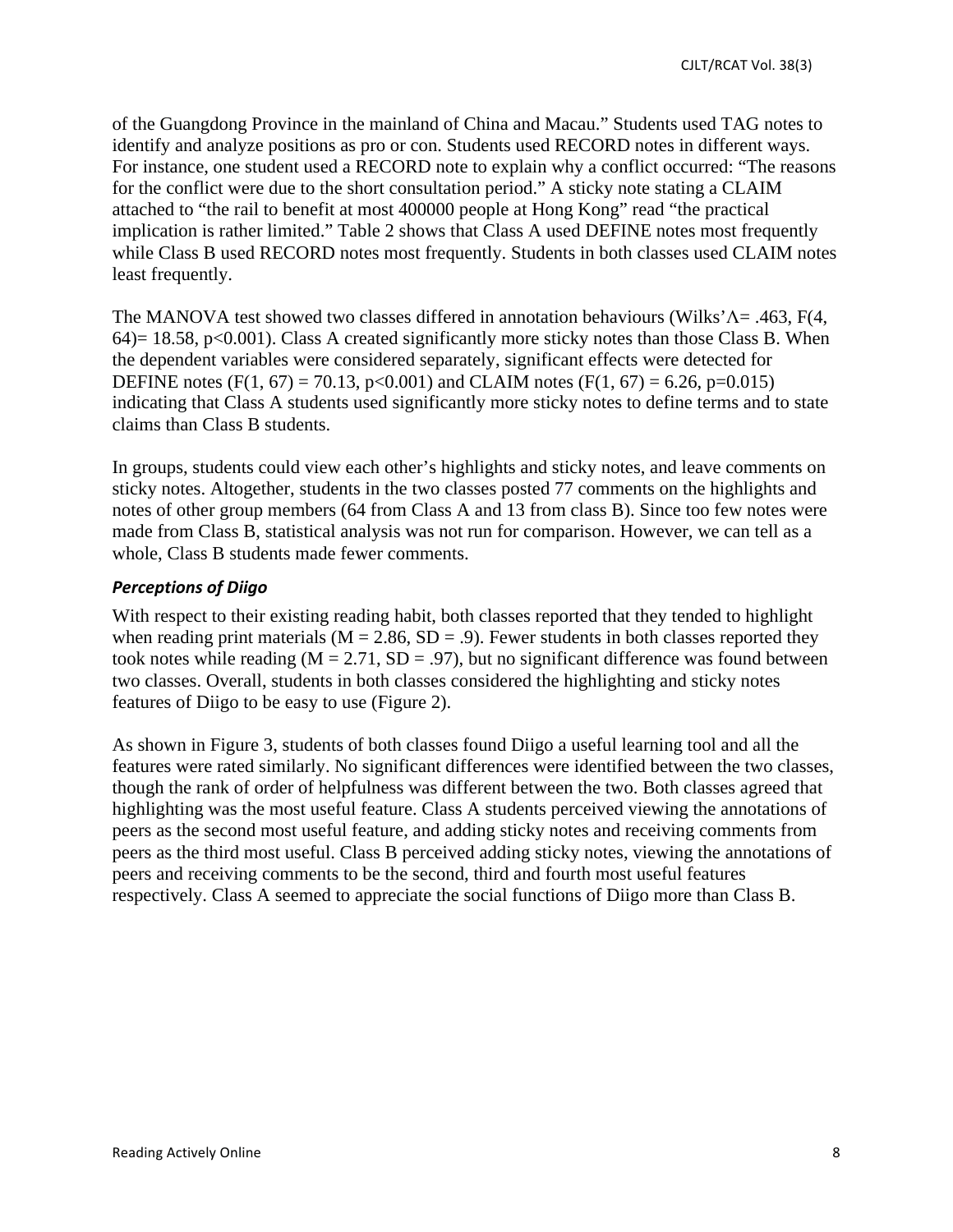of the Guangdong Province in the mainland of China and Macau." Students used TAG notes to identify and analyze positions as pro or con. Students used RECORD notes in different ways. For instance, one student used a RECORD note to explain why a conflict occurred: "The reasons for the conflict were due to the short consultation period." A sticky note stating a CLAIM attached to "the rail to benefit at most 400000 people at Hong Kong" read "the practical implication is rather limited." Table 2 shows that Class A used DEFINE notes most frequently while Class B used RECORD notes most frequently. Students in both classes used CLAIM notes least frequently.

The MANOVA test showed two classes differed in annotation behaviours (Wilks' $\Lambda$= .463, $F(4, 64)= 18.58$, $p<0.001$). Class A created significantly more sticky notes than those Class B. When the dependent variables were considered separately, significant effects were detected for DEFINE notes ($F(1, 67) = 70.13$, $p<0.001$) and CLAIM notes ($F(1, 67) = 6.26$, $p=0.015$) indicating that Class A students used significantly more sticky notes to define terms and to state claims than Class B students.

In groups, students could view each other's highlights and sticky notes, and leave comments on sticky notes. Altogether, students in the two classes posted 77 comments on the highlights and notes of other group members (64 from Class A and 13 from class B). Since too few notes were made from Class B, statistical analysis was not run for comparison. However, we can tell as a whole, Class B students made fewer comments.

### *Perceptions of Diigo*

With respect to their existing reading habit, both classes reported that they tended to highlight when reading print materials ($M = 2.86$, $SD = .9$). Fewer students in both classes reported they took notes while reading ($M = 2.71$, $SD = .97$), but no significant difference was found between two classes. Overall, students in both classes considered the highlighting and sticky notes features of Diigo to be easy to use (Figure 2).

As shown in Figure 3, students of both classes found Diigo a useful learning tool and all the features were rated similarly. No significant differences were identified between the two classes, though the rank of order of helpfulness was different between the two. Both classes agreed that highlighting was the most useful feature. Class A students perceived viewing the annotations of peers as the second most useful feature, and adding sticky notes and receiving comments from peers as the third most useful. Class B perceived adding sticky notes, viewing the annotations of peers and receiving comments to be the second, third and fourth most useful features respectively. Class A seemed to appreciate the social functions of Diigo more than Class B.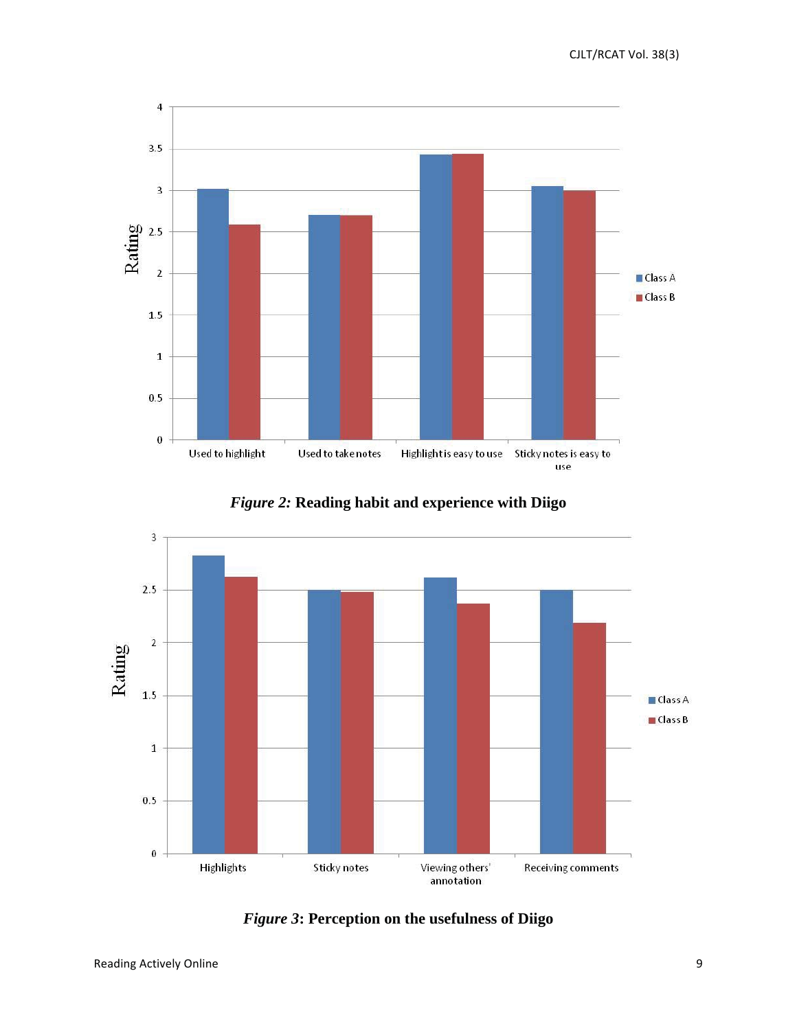*Figure 2:* **Reading habit and experience with Diigo**

*Figure 3*: **Perception on the usefulness of Diigo**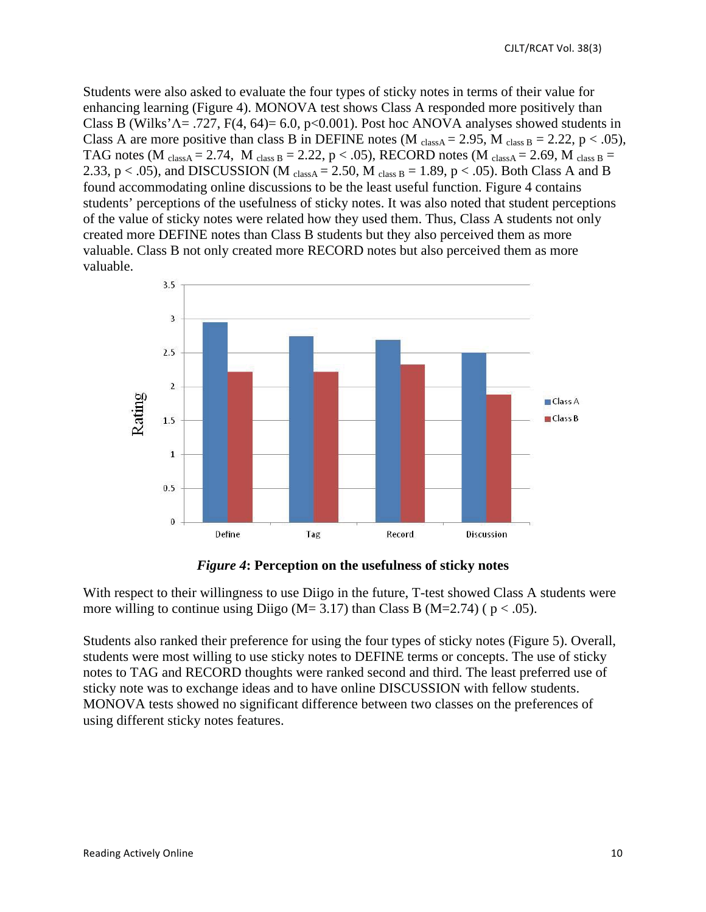Students were also asked to evaluate the four types of sticky notes in terms of their value for enhancing learning (Figure 4). MONOVA test shows Class A responded more positively than Class B (Wilks'$\Lambda$= .727, $F(4, 64)$= 6.0, $p<0.001$). Post hoc ANOVA analyses showed students in Class A are more positive than class B in DEFINE notes ($M_{classA} = 2.95$, $M_{class B} = 2.22$, $p < .05$), TAG notes ($M_{classA} = 2.74$, $M_{class B} = 2.22$, $p < .05$), RECORD notes ($M_{classA} = 2.69$, $M_{class B} = 2.33$, $p < .05$), and DISCUSSION ($M_{classA} = 2.50$, $M_{class B} = 1.89$, $p < .05$). Both Class A and B found accommodating online discussions to be the least useful function. Figure 4 contains students' perceptions of the usefulness of sticky notes. It was also noted that student perceptions of the value of sticky notes were related how they used them. Thus, Class A students not only created more DEFINE notes than Class B students but they also perceived them as more valuable. Class B not only created more RECORD notes but also perceived them as more valuable.

***Figure 4*: Perception on the usefulness of sticky notes**

With respect to their willingness to use Diigo in the future, T-test showed Class A students were more willing to continue using Diigo (M= 3.17) than Class B (M=2.74) ( $p < .05$).

Students also ranked their preference for using the four types of sticky notes (Figure 5). Overall, students were most willing to use sticky notes to DEFINE terms or concepts. The use of sticky notes to TAG and RECORD thoughts were ranked second and third. The least preferred use of sticky note was to exchange ideas and to have online DISCUSSION with fellow students. MONOVA tests showed no significant difference between two classes on the preferences of using different sticky notes features.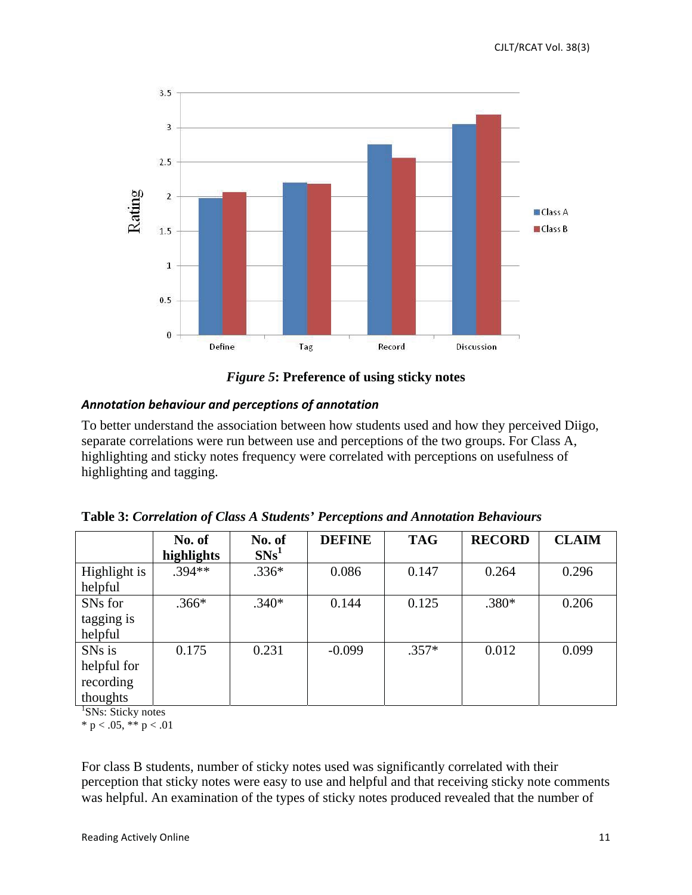*Figure 5*: **Preference of using sticky notes**

### *Annotation behaviour and perceptions of annotation*

To better understand the association between how students used and how they perceived Diigo, separate correlations were run between use and perceptions of the two groups. For Class A, highlighting and sticky notes frequency were correlated with perceptions on usefulness of highlighting and tagging.

**Table 3:** ***Correlation of Class A Students' Perceptions and Annotation Behaviours***

| | No. of highlights | No. of SNs[1] | DEFINE | TAG | RECORD | CLAIM |
|---|---|---|---|---|---|---|
| Highlight is helpful | .394** | .336* | 0.086 | 0.147 | 0.264 | 0.296 |
| SNs for tagging is helpful | .366* | .340* | 0.144 | 0.125 | .380* | 0.206 |
| SNs is helpful for recording thoughts | 0.175 | 0.231 | -0.099 | .357* | 0.012 | 0.099 |

[1]SNs: Sticky notes

* $p < .05$, ** $p < .01$

For class B students, number of sticky notes used was significantly correlated with their perception that sticky notes were easy to use and helpful and that receiving sticky note comments was helpful. An examination of the types of sticky notes produced revealed that the number of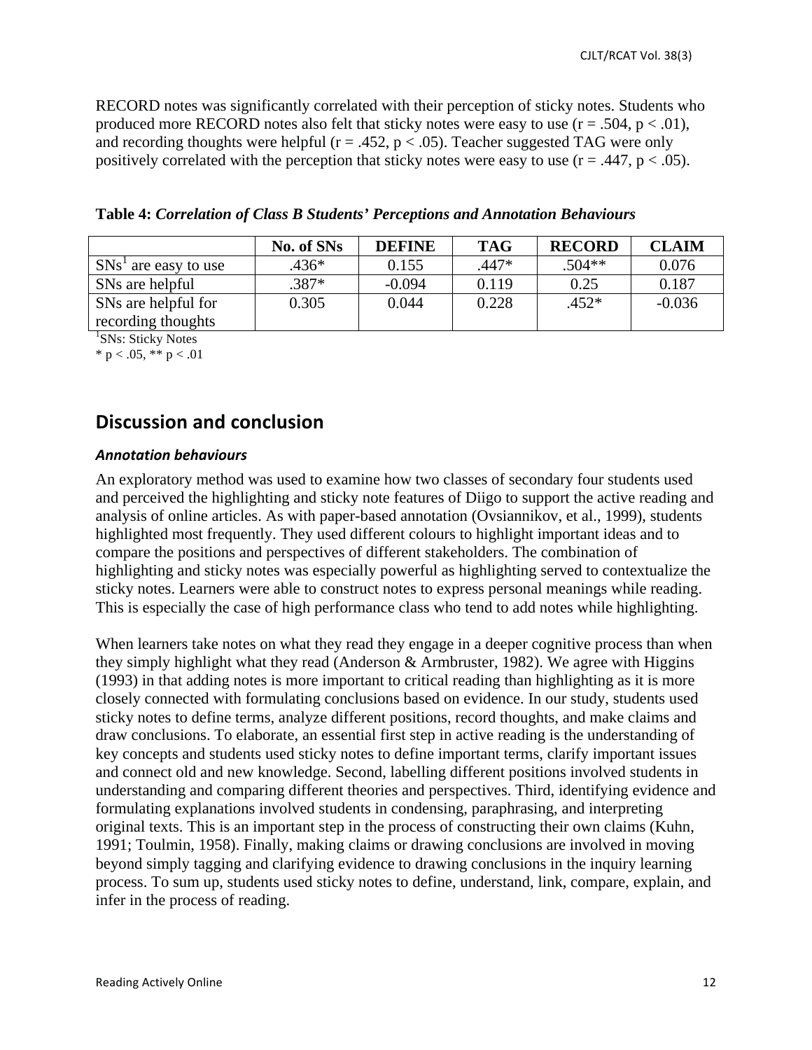RECORD notes was significantly correlated with their perception of sticky notes. Students who produced more RECORD notes also felt that sticky notes were easy to use ($r = .504$, $p < .01$), and recording thoughts were helpful ($r = .452$, $p < .05$). Teacher suggested TAG were only positively correlated with the perception that sticky notes were easy to use ($r = .447$, $p < .05$).

**Table 4:** ***Correlation of Class B Students' Perceptions and Annotation Behaviours***

| | No. of SNs | DEFINE | TAG | RECORD | CLAIM |
|---|---|---|---|---|---|
| SNs[1] are easy to use | .436* | 0.155 | .447* | .504** | 0.076 |
| SNs are helpful | .387* | -0.094 | 0.119 | 0.25 | 0.187 |
| SNs are helpful for recording thoughts | 0.305 | 0.044 | 0.228 | .452* | -0.036 |

[1]SNs: Sticky Notes

* $p < .05$, ** $p < .01$

## Discussion and conclusion

### *Annotation behaviours*

An exploratory method was used to examine how two classes of secondary four students used and perceived the highlighting and sticky note features of Diigo to support the active reading and analysis of online articles. As with paper-based annotation (Ovsiannikov, et al., 1999), students highlighted most frequently. They used different colours to highlight important ideas and to compare the positions and perspectives of different stakeholders. The combination of highlighting and sticky notes was especially powerful as highlighting served to contextualize the sticky notes. Learners were able to construct notes to express personal meanings while reading. This is especially the case of high performance class who tend to add notes while highlighting.

When learners take notes on what they read they engage in a deeper cognitive process than when they simply highlight what they read (Anderson & Armbruster, 1982). We agree with Higgins (1993) in that adding notes is more important to critical reading than highlighting as it is more closely connected with formulating conclusions based on evidence. In our study, students used sticky notes to define terms, analyze different positions, record thoughts, and make claims and draw conclusions. To elaborate, an essential first step in active reading is the understanding of key concepts and students used sticky notes to define important terms, clarify important issues and connect old and new knowledge. Second, labelling different positions involved students in understanding and comparing different theories and perspectives. Third, identifying evidence and formulating explanations involved students in condensing, paraphrasing, and interpreting original texts. This is an important step in the process of constructing their own claims (Kuhn, 1991; Toulmin, 1958). Finally, making claims or drawing conclusions are involved in moving beyond simply tagging and clarifying evidence to drawing conclusions in the inquiry learning process. To sum up, students used sticky notes to define, understand, link, compare, explain, and infer in the process of reading.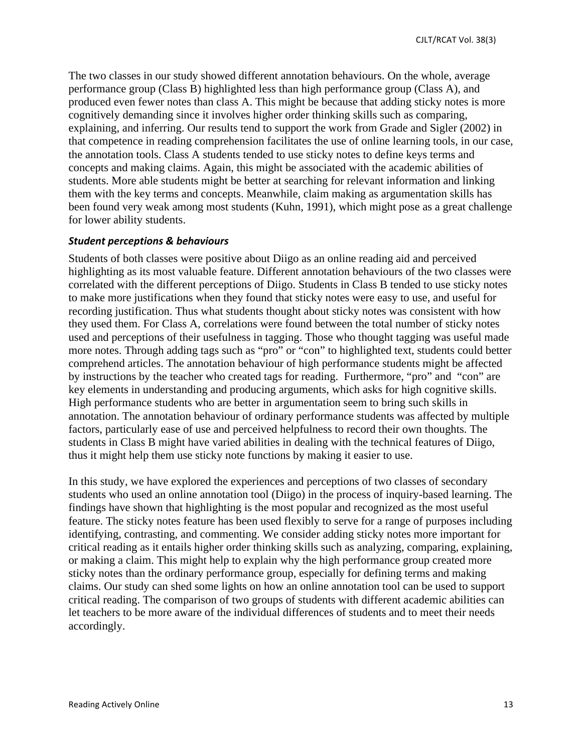The two classes in our study showed different annotation behaviours. On the whole, average performance group (Class B) highlighted less than high performance group (Class A), and produced even fewer notes than class A. This might be because that adding sticky notes is more cognitively demanding since it involves higher order thinking skills such as comparing, explaining, and inferring. Our results tend to support the work from Grade and Sigler (2002) in that competence in reading comprehension facilitates the use of online learning tools, in our case, the annotation tools. Class A students tended to use sticky notes to define keys terms and concepts and making claims. Again, this might be associated with the academic abilities of students. More able students might be better at searching for relevant information and linking them with the key terms and concepts. Meanwhile, claim making as argumentation skills has been found very weak among most students (Kuhn, 1991), which might pose as a great challenge for lower ability students.

### *Student perceptions & behaviours*

Students of both classes were positive about Diigo as an online reading aid and perceived highlighting as its most valuable feature. Different annotation behaviours of the two classes were correlated with the different perceptions of Diigo. Students in Class B tended to use sticky notes to make more justifications when they found that sticky notes were easy to use, and useful for recording justification. Thus what students thought about sticky notes was consistent with how they used them. For Class A, correlations were found between the total number of sticky notes used and perceptions of their usefulness in tagging. Those who thought tagging was useful made more notes. Through adding tags such as "pro" or "con" to highlighted text, students could better comprehend articles. The annotation behaviour of high performance students might be affected by instructions by the teacher who created tags for reading. Furthermore, "pro" and "con" are key elements in understanding and producing arguments, which asks for high cognitive skills. High performance students who are better in argumentation seem to bring such skills in annotation. The annotation behaviour of ordinary performance students was affected by multiple factors, particularly ease of use and perceived helpfulness to record their own thoughts. The students in Class B might have varied abilities in dealing with the technical features of Diigo, thus it might help them use sticky note functions by making it easier to use.

In this study, we have explored the experiences and perceptions of two classes of secondary students who used an online annotation tool (Diigo) in the process of inquiry-based learning. The findings have shown that highlighting is the most popular and recognized as the most useful feature. The sticky notes feature has been used flexibly to serve for a range of purposes including identifying, contrasting, and commenting. We consider adding sticky notes more important for critical reading as it entails higher order thinking skills such as analyzing, comparing, explaining, or making a claim. This might help to explain why the high performance group created more sticky notes than the ordinary performance group, especially for defining terms and making claims. Our study can shed some lights on how an online annotation tool can be used to support critical reading. The comparison of two groups of students with different academic abilities can let teachers to be more aware of the individual differences of students and to meet their needs accordingly.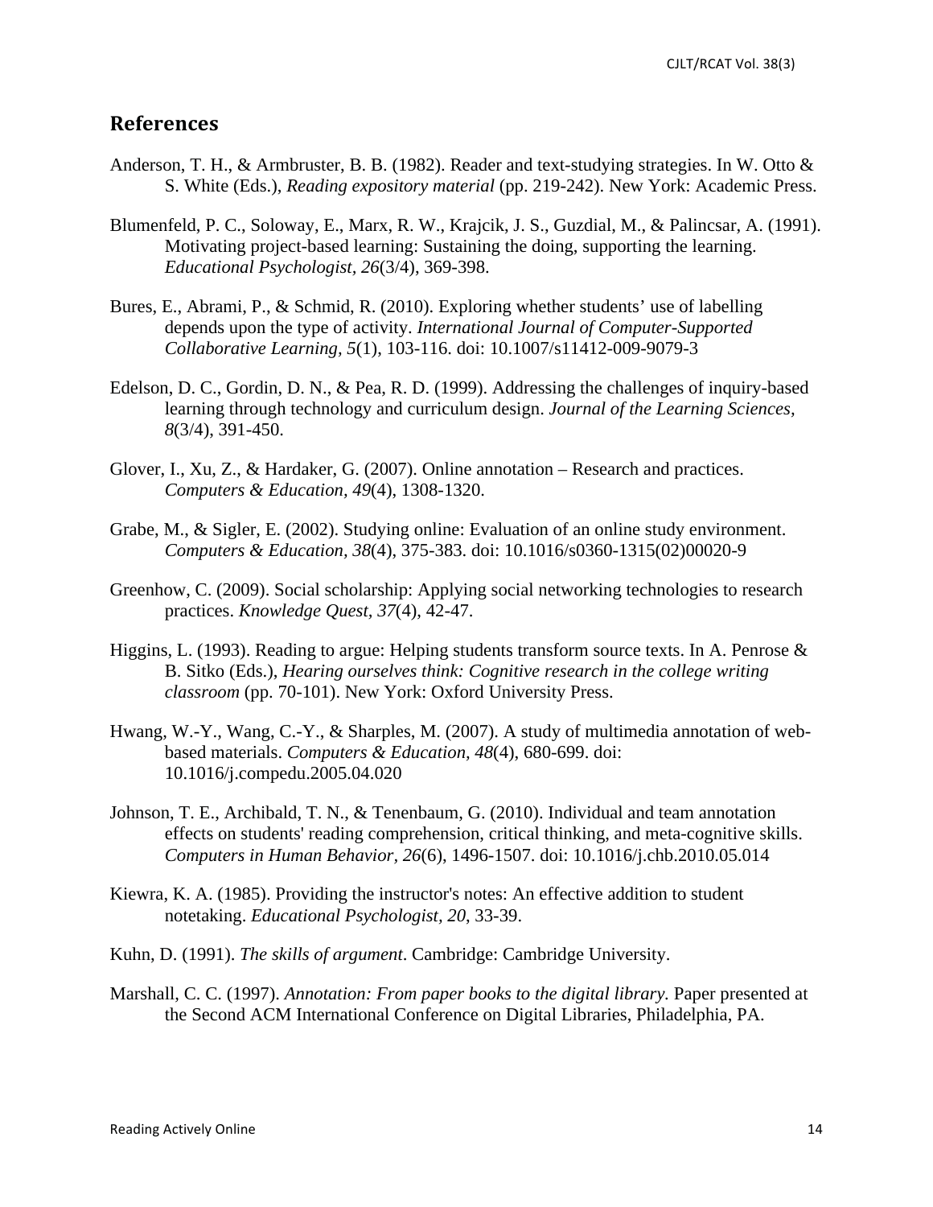## References

Anderson, T. H., & Armbruster, B. B. (1982). Reader and text-studying strategies. In W. Otto & S. White (Eds.), *Reading expository material* (pp. 219-242). New York: Academic Press.

Blumenfeld, P. C., Soloway, E., Marx, R. W., Krajcik, J. S., Guzdial, M., & Palincsar, A. (1991). Motivating project-based learning: Sustaining the doing, supporting the learning. *Educational Psychologist, 26*(3/4), 369-398.

Bures, E., Abrami, P., & Schmid, R. (2010). Exploring whether students' use of labelling depends upon the type of activity. *International Journal of Computer-Supported Collaborative Learning, 5*(1), 103-116. doi: 10.1007/s11412-009-9079-3

Edelson, D. C., Gordin, D. N., & Pea, R. D. (1999). Addressing the challenges of inquiry-based learning through technology and curriculum design. *Journal of the Learning Sciences, 8*(3/4), 391-450.

Glover, I., Xu, Z., & Hardaker, G. (2007). Online annotation – Research and practices. *Computers & Education, 49*(4), 1308-1320.

Grabe, M., & Sigler, E. (2002). Studying online: Evaluation of an online study environment. *Computers & Education, 38*(4), 375-383. doi: 10.1016/s0360-1315(02)00020-9

Greenhow, C. (2009). Social scholarship: Applying social networking technologies to research practices. *Knowledge Quest, 37*(4), 42-47.

Higgins, L. (1993). Reading to argue: Helping students transform source texts. In A. Penrose & B. Sitko (Eds.), *Hearing ourselves think: Cognitive research in the college writing classroom* (pp. 70-101). New York: Oxford University Press.

Hwang, W.-Y., Wang, C.-Y., & Sharples, M. (2007). A study of multimedia annotation of web-based materials. *Computers & Education, 48*(4), 680-699. doi: 10.1016/j.compedu.2005.04.020

Johnson, T. E., Archibald, T. N., & Tenenbaum, G. (2010). Individual and team annotation effects on students' reading comprehension, critical thinking, and meta-cognitive skills. *Computers in Human Behavior, 26*(6), 1496-1507. doi: 10.1016/j.chb.2010.05.014

Kiewra, K. A. (1985). Providing the instructor's notes: An effective addition to student notetaking. *Educational Psychologist, 20*, 33-39.

Kuhn, D. (1991). *The skills of argument*. Cambridge: Cambridge University.

Marshall, C. C. (1997). *Annotation: From paper books to the digital library.* Paper presented at the Second ACM International Conference on Digital Libraries, Philadelphia, PA.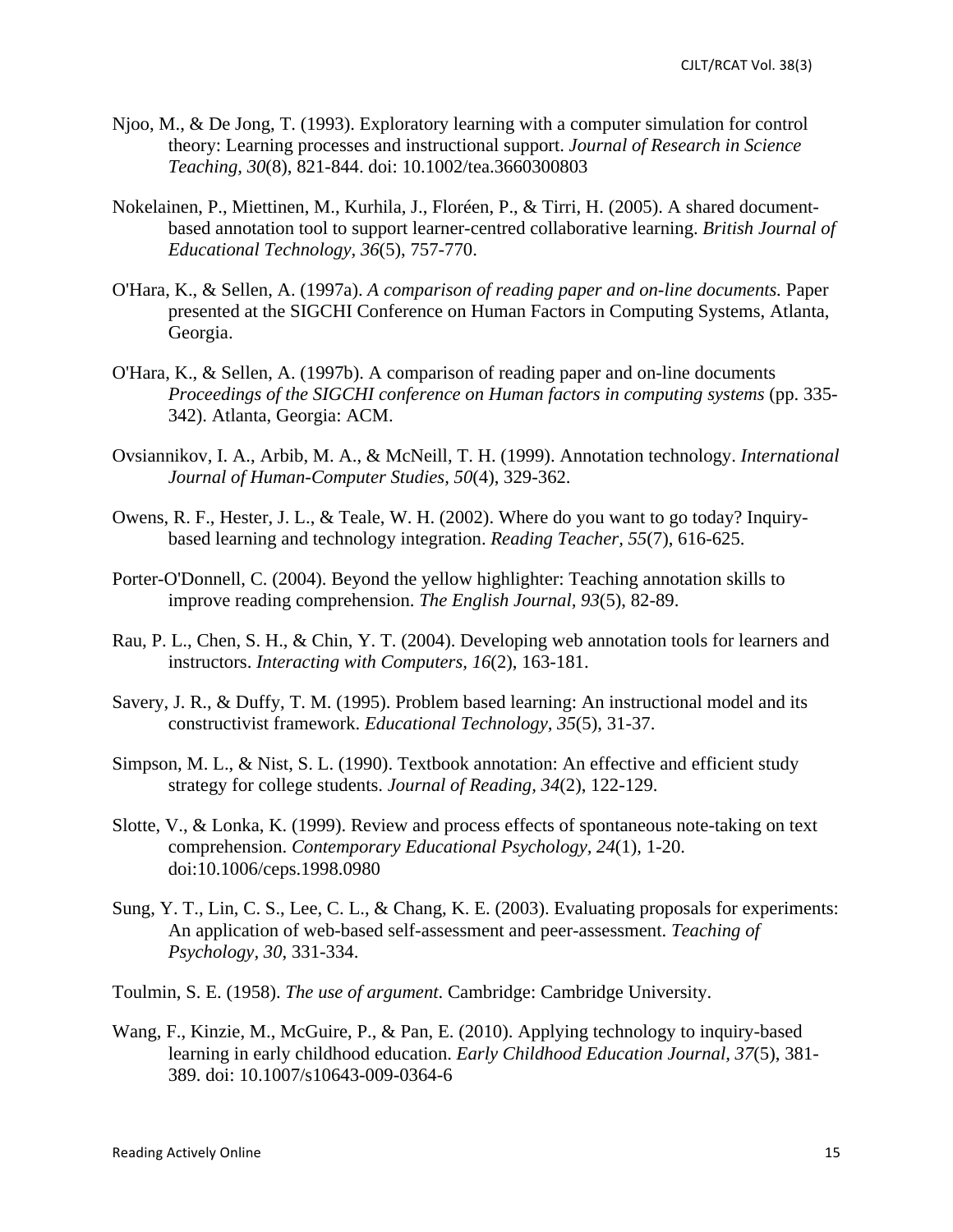Njoo, M., & De Jong, T. (1993). Exploratory learning with a computer simulation for control theory: Learning processes and instructional support. *Journal of Research in Science Teaching, 30*(8), 821-844. doi: 10.1002/tea.3660300803

Nokelainen, P., Miettinen, M., Kurhila, J., Floréen, P., & Tirri, H. (2005). A shared document-based annotation tool to support learner-centred collaborative learning. *British Journal of Educational Technology, 36*(5), 757-770.

O'Hara, K., & Sellen, A. (1997a). *A comparison of reading paper and on-line documents.* Paper presented at the SIGCHI Conference on Human Factors in Computing Systems, Atlanta, Georgia.

O'Hara, K., & Sellen, A. (1997b). A comparison of reading paper and on-line documents *Proceedings of the SIGCHI conference on Human factors in computing systems* (pp. 335-342). Atlanta, Georgia: ACM.

Ovsiannikov, I. A., Arbib, M. A., & McNeill, T. H. (1999). Annotation technology. *International Journal of Human-Computer Studies, 50*(4), 329-362.

Owens, R. F., Hester, J. L., & Teale, W. H. (2002). Where do you want to go today? Inquiry-based learning and technology integration. *Reading Teacher, 55*(7), 616-625.

Porter-O'Donnell, C. (2004). Beyond the yellow highlighter: Teaching annotation skills to improve reading comprehension. *The English Journal, 93*(5), 82-89.

Rau, P. L., Chen, S. H., & Chin, Y. T. (2004). Developing web annotation tools for learners and instructors. *Interacting with Computers, 16*(2), 163-181.

Savery, J. R., & Duffy, T. M. (1995). Problem based learning: An instructional model and its constructivist framework. *Educational Technology, 35*(5), 31-37.

Simpson, M. L., & Nist, S. L. (1990). Textbook annotation: An effective and efficient study strategy for college students. *Journal of Reading, 34*(2), 122-129.

Slotte, V., & Lonka, K. (1999). Review and process effects of spontaneous note-taking on text comprehension. *Contemporary Educational Psychology, 24*(1), 1-20. doi:10.1006/ceps.1998.0980

Sung, Y. T., Lin, C. S., Lee, C. L., & Chang, K. E. (2003). Evaluating proposals for experiments: An application of web-based self-assessment and peer-assessment. *Teaching of Psychology, 30*, 331-334.

Toulmin, S. E. (1958). *The use of argument*. Cambridge: Cambridge University.

Wang, F., Kinzie, M., McGuire, P., & Pan, E. (2010). Applying technology to inquiry-based learning in early childhood education. *Early Childhood Education Journal, 37*(5), 381-389. doi: 10.1007/s10643-009-0364-6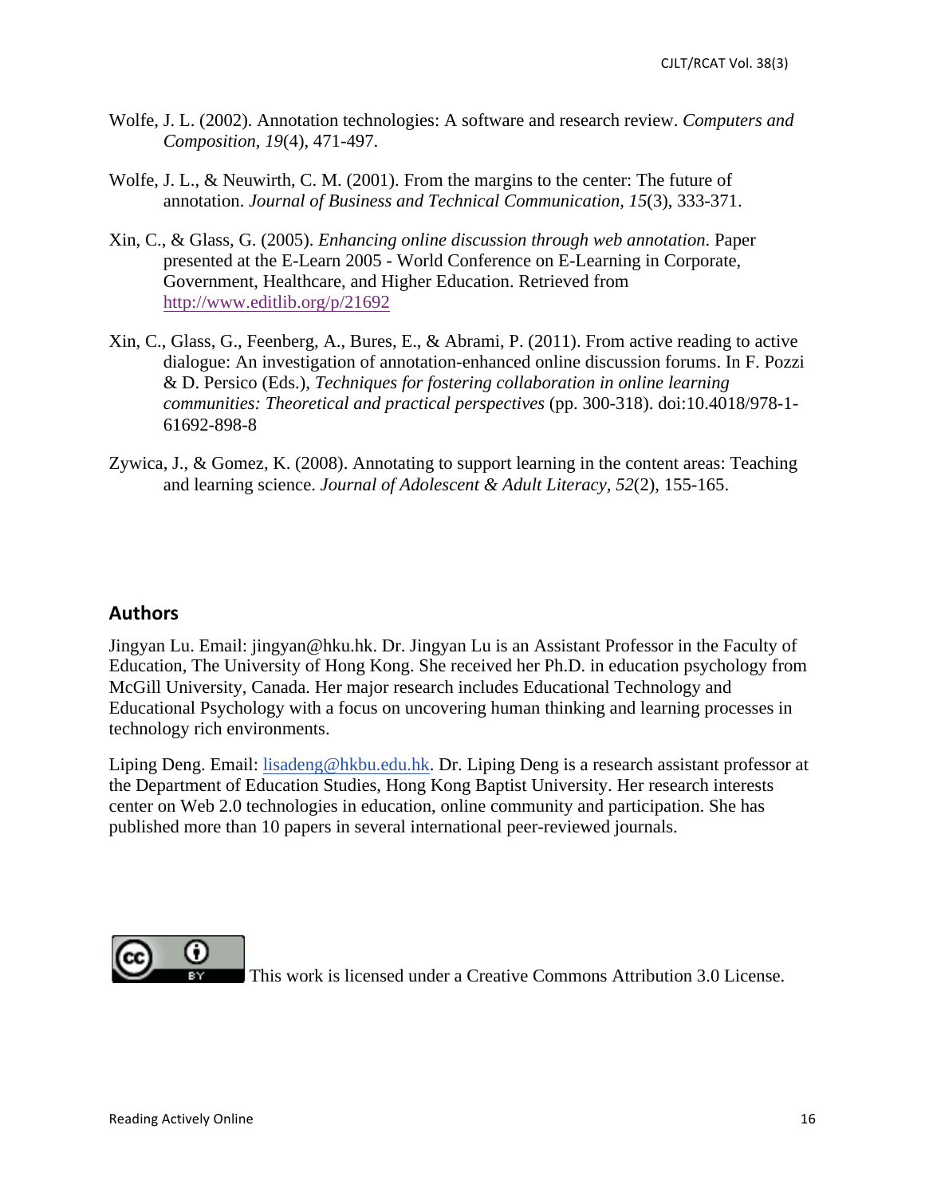Wolfe, J. L. (2002). Annotation technologies: A software and research review. *Computers and Composition, 19*(4), 471-497.

Wolfe, J. L., & Neuwirth, C. M. (2001). From the margins to the center: The future of annotation. *Journal of Business and Technical Communication, 15*(3), 333-371.

Xin, C., & Glass, G. (2005). *Enhancing online discussion through web annotation.* Paper presented at the E-Learn 2005 - World Conference on E-Learning in Corporate, Government, Healthcare, and Higher Education. Retrieved from http://www.editlib.org/p/21692

Xin, C., Glass, G., Feenberg, A., Bures, E., & Abrami, P. (2011). From active reading to active dialogue: An investigation of annotation-enhanced online discussion forums. In F. Pozzi & D. Persico (Eds.), *Techniques for fostering collaboration in online learning communities: Theoretical and practical perspectives* (pp. 300-318). doi:10.4018/978-1-61692-898-8

Zywica, J., & Gomez, K. (2008). Annotating to support learning in the content areas: Teaching and learning science. *Journal of Adolescent & Adult Literacy, 52*(2), 155-165.

## Authors

Jingyan Lu. Email: jingyan@hku.hk. Dr. Jingyan Lu is an Assistant Professor in the Faculty of Education, The University of Hong Kong. She received her Ph.D. in education psychology from McGill University, Canada. Her major research includes Educational Technology and Educational Psychology with a focus on uncovering human thinking and learning processes in technology rich environments.

Liping Deng. Email: lisadeng@hkbu.edu.hk. Dr. Liping Deng is a research assistant professor at the Department of Education Studies, Hong Kong Baptist University. Her research interests center on Web 2.0 technologies in education, online community and participation. She has published more than 10 papers in several international peer-reviewed journals.

This work is licensed under a Creative Commons Attribution 3.0 License.